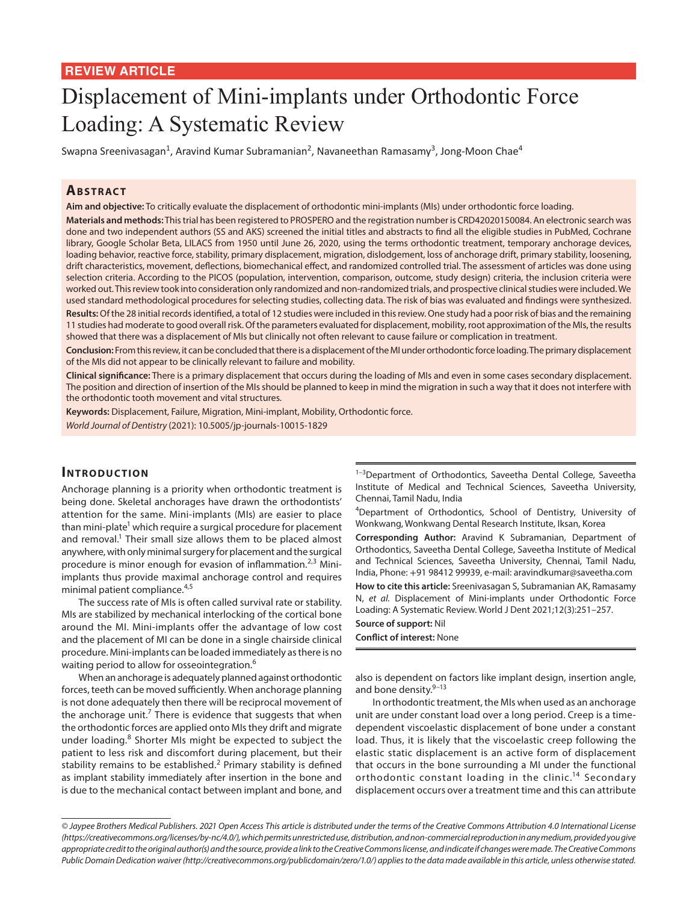**REVIEW ARTICLE**

# Displacement of Mini-implants under Orthodontic Force Loading: A Systematic Review

Swapna Sreenivasagan[1], Aravind Kumar Subramanian[2], Navaneethan Ramasamy[3], Jong-Moon Chae[4]

## Abstract

**Aim and objective:** To critically evaluate the displacement of orthodontic mini-implants (MIs) under orthodontic force loading.

**Materials and methods:** This trial has been registered to PROSPERO and the registration number is CRD42020150084. An electronic search was done and two independent authors (SS and AKS) screened the initial titles and abstracts to find all the eligible studies in PubMed, Cochrane library, Google Scholar Beta, LILACS from 1950 until June 26, 2020, using the terms orthodontic treatment, temporary anchorage devices, loading behavior, reactive force, stability, primary displacement, migration, dislodgement, loss of anchorage drift, primary stability, loosening, drift characteristics, movement, deflections, biomechanical effect, and randomized controlled trial. The assessment of articles was done using selection criteria. According to the PICOS (population, intervention, comparison, outcome, study design) criteria, the inclusion criteria were worked out. This review took into consideration only randomized and non-randomized trials, and prospective clinical studies were included. We used standard methodological procedures for selecting studies, collecting data. The risk of bias was evaluated and findings were synthesized.

**Results:** Of the 28 initial records identified, a total of 12 studies were included in this review. One study had a poor risk of bias and the remaining 11 studies had moderate to good overall risk. Of the parameters evaluated for displacement, mobility, root approximation of the MIs, the results showed that there was a displacement of MIs but clinically not often relevant to cause failure or complication in treatment.

**Conclusion:** From this review, it can be concluded that there is a displacement of the MI under orthodontic force loading. The primary displacement of the MIs did not appear to be clinically relevant to failure and mobility.

**Clinical significance:** There is a primary displacement that occurs during the loading of MIs and even in some cases secondary displacement. The position and direction of insertion of the MIs should be planned to keep in mind the migration in such a way that it does not interfere with the orthodontic tooth movement and vital structures.

**Keywords:** Displacement, Failure, Migration, Mini-implant, Mobility, Orthodontic force.

*World Journal of Dentistry* (2021): 10.5005/jp-journals-10015-1829

## Introduction

Anchorage planning is a priority when orthodontic treatment is being done. Skeletal anchorages have drawn the orthodontists' attention for the same. Mini-implants (MIs) are easier to place than mini-plate[1] which require a surgical procedure for placement and removal.[1] Their small size allows them to be placed almost anywhere, with only minimal surgery for placement and the surgical procedure is minor enough for evasion of inflammation.[2,3] Mini-implants thus provide maximal anchorage control and requires minimal patient compliance.[4,5]

The success rate of MIs is often called survival rate or stability. MIs are stabilized by mechanical interlocking of the cortical bone around the MI. Mini-implants offer the advantage of low cost and the placement of MI can be done in a single chairside clinical procedure. Mini-implants can be loaded immediately as there is no waiting period to allow for osseointegration.[6]

When an anchorage is adequately planned against orthodontic forces, teeth can be moved sufficiently. When anchorage planning is not done adequately then there will be reciprocal movement of the anchorage unit.[7] There is evidence that suggests that when the orthodontic forces are applied onto MIs they drift and migrate under loading.[8] Shorter MIs might be expected to subject the patient to less risk and discomfort during placement, but their stability remains to be established.[2] Primary stability is defined as implant stability immediately after insertion in the bone and is due to the mechanical contact between implant and bone, and also is dependent on factors like implant design, insertion angle, and bone density.[9–13]

In orthodontic treatment, the MIs when used as an anchorage unit are under constant load over a long period. Creep is a time-dependent viscoelastic displacement of bone under a constant load. Thus, it is likely that the viscoelastic creep following the elastic static displacement is an active form of displacement that occurs in the bone surrounding a MI under the functional orthodontic constant loading in the clinic.[14] Secondary displacement occurs over a treatment time and this can attribute

[1–3]Department of Orthodontics, Saveetha Dental College, Saveetha Institute of Medical and Technical Sciences, Saveetha University, Chennai, Tamil Nadu, India

[4]Department of Orthodontics, School of Dentistry, University of Wonkwang, Wonkwang Dental Research Institute, Iksan, Korea

**Corresponding Author:** Aravind K Subramanian, Department of Orthodontics, Saveetha Dental College, Saveetha Institute of Medical and Technical Sciences, Saveetha University, Chennai, Tamil Nadu, India, Phone: +91 98412 99939, e-mail: aravindkumar@saveetha.com

**How to cite this article:** Sreenivasagan S, Subramanian AK, Ramasamy N, *et al*. Displacement of Mini-implants under Orthodontic Force Loading: A Systematic Review. World J Dent 2021;12(3):251–257.

**Source of support:** Nil

**Conflict of interest:** None

*© Jaypee Brothers Medical Publishers. 2021 Open Access This article is distributed under the terms of the Creative Commons Attribution 4.0 International License (https://creativecommons.org/licenses/by-nc/4.0/), which permits unrestricted use, distribution, and non-commercial reproduction in any medium, provided you give appropriate credit to the original author(s) and the source, provide a link to the Creative Commons license, and indicate if changes were made. The Creative Commons Public Domain Dedication waiver (http://creativecommons.org/publicdomain/zero/1.0/) applies to the data made available in this article, unless otherwise stated.*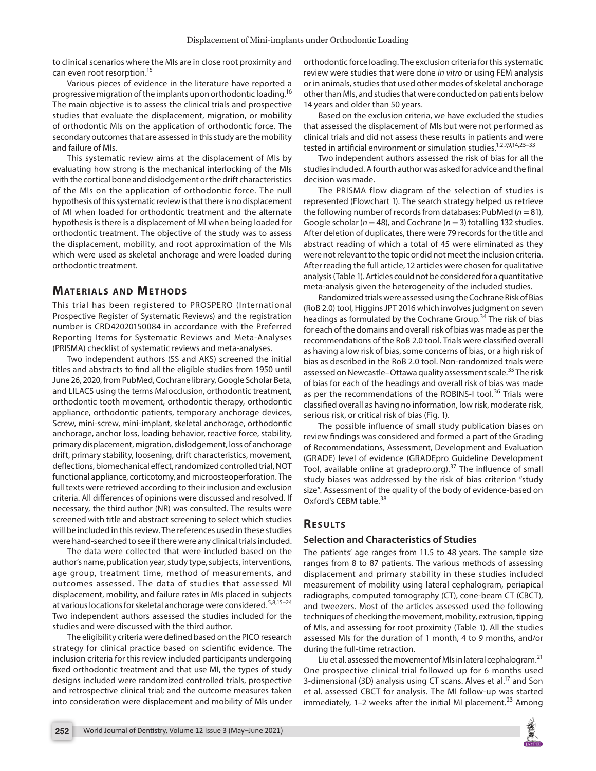to clinical scenarios where the MIs are in close root proximity and can even root resorption.[15]

Various pieces of evidence in the literature have reported a progressive migration of the implants upon orthodontic loading.[16] The main objective is to assess the clinical trials and prospective studies that evaluate the displacement, migration, or mobility of orthodontic MIs on the application of orthodontic force. The secondary outcomes that are assessed in this study are the mobility and failure of MIs.

This systematic review aims at the displacement of MIs by evaluating how strong is the mechanical interlocking of the MIs with the cortical bone and dislodgement or the drift characteristics of the MIs on the application of orthodontic force. The null hypothesis of this systematic review is that there is no displacement of MI when loaded for orthodontic treatment and the alternate hypothesis is there is a displacement of MI when being loaded for orthodontic treatment. The objective of the study was to assess the displacement, mobility, and root approximation of the MIs which were used as skeletal anchorage and were loaded during orthodontic treatment.

## Materials and Methods

This trial has been registered to PROSPERO (International Prospective Register of Systematic Reviews) and the registration number is CRD42020150084 in accordance with the Preferred Reporting Items for Systematic Reviews and Meta-Analyses (PRISMA) checklist of systematic reviews and meta-analyses.

Two independent authors (SS and AKS) screened the initial titles and abstracts to find all the eligible studies from 1950 until June 26, 2020, from PubMed, Cochrane library, Google Scholar Beta, and LILACS using the terms Malocclusion, orthodontic treatment, orthodontic tooth movement, orthodontic therapy, orthodontic appliance, orthodontic patients, temporary anchorage devices, Screw, mini-screw, mini-implant, skeletal anchorage, orthodontic anchorage, anchor loss, loading behavior, reactive force, stability, primary displacement, migration, dislodgement, loss of anchorage drift, primary stability, loosening, drift characteristics, movement, deflections, biomechanical effect, randomized controlled trial, NOT functional appliance, corticotomy, and microosteoperforation. The full texts were retrieved according to their inclusion and exclusion criteria. All differences of opinions were discussed and resolved. If necessary, the third author (NR) was consulted. The results were screened with title and abstract screening to select which studies will be included in this review. The references used in these studies were hand-searched to see if there were any clinical trials included.

The data were collected that were included based on the author's name, publication year, study type, subjects, interventions, age group, treatment time, method of measurements, and outcomes assessed. The data of studies that assessed MI displacement, mobility, and failure rates in MIs placed in subjects at various locations for skeletal anchorage were considered.[5,8,15–24] Two independent authors assessed the studies included for the studies and were discussed with the third author.

The eligibility criteria were defined based on the PICO research strategy for clinical practice based on scientific evidence. The inclusion criteria for this review included participants undergoing fixed orthodontic treatment and that use MI, the types of study designs included were randomized controlled trials, prospective and retrospective clinical trial; and the outcome measures taken into consideration were displacement and mobility of MIs under orthodontic force loading. The exclusion criteria for this systematic review were studies that were done *in vitro* or using FEM analysis or in animals, studies that used other modes of skeletal anchorage other than MIs, and studies that were conducted on patients below 14 years and older than 50 years.

Based on the exclusion criteria, we have excluded the studies that assessed the displacement of MIs but were not performed as clinical trials and did not assess these results in patients and were tested in artificial environment or simulation studies.[1,2,7,9,14,25–33]

Two independent authors assessed the risk of bias for all the studies included. A fourth author was asked for advice and the final decision was made.

The PRISMA flow diagram of the selection of studies is represented (Flowchart 1). The search strategy helped us retrieve the following number of records from databases: PubMed ($n = 81$), Google scholar ($n = 48$), and Cochrane ($n = 3$) totalling 132 studies. After deletion of duplicates, there were 79 records for the title and abstract reading of which a total of 45 were eliminated as they were not relevant to the topic or did not meet the inclusion criteria. After reading the full article, 12 articles were chosen for qualitative analysis (Table 1). Articles could not be considered for a quantitative meta-analysis given the heterogeneity of the included studies.

Randomized trials were assessed using the Cochrane Risk of Bias (RoB 2.0) tool, Higgins JPT 2016 which involves judgment on seven headings as formulated by the Cochrane Group.[34] The risk of bias for each of the domains and overall risk of bias was made as per the recommendations of the RoB 2.0 tool. Trials were classified overall as having a low risk of bias, some concerns of bias, or a high risk of bias as described in the RoB 2.0 tool. Non-randomized trials were assessed on Newcastle–Ottawa quality assessment scale.[35] The risk of bias for each of the headings and overall risk of bias was made as per the recommendations of the ROBINS-I tool.[36] Trials were classified overall as having no information, low risk, moderate risk, serious risk, or critical risk of bias (Fig. 1).

The possible influence of small study publication biases on review findings was considered and formed a part of the Grading of Recommendations, Assessment, Development and Evaluation (GRADE) level of evidence (GRADEpro Guideline Development Tool, available online at gradepro.org).[37] The influence of small study biases was addressed by the risk of bias criterion "study size". Assessment of the quality of the body of evidence-based on Oxford's CEBM table.[38]

## Results

### Selection and Characteristics of Studies

The patients' age ranges from 11.5 to 48 years. The sample size ranges from 8 to 87 patients. The various methods of assessing displacement and primary stability in these studies included measurement of mobility using lateral cephalogram, periapical radiographs, computed tomography (CT), cone-beam CT (CBCT), and tweezers. Most of the articles assessed used the following techniques of checking the movement, mobility, extrusion, tipping of MIs, and assessing for root proximity (Table 1). All the studies assessed MIs for the duration of 1 month, 4 to 9 months, and/or during the full-time retraction.

Liu et al. assessed the movement of MIs in lateral cephalogram.[21] One prospective clinical trial followed up for 6 months used 3-dimensional (3D) analysis using CT scans. Alves et al.[17] and Son et al. assessed CBCT for analysis. The MI follow-up was started immediately, 1–2 weeks after the initial MI placement.[23] Among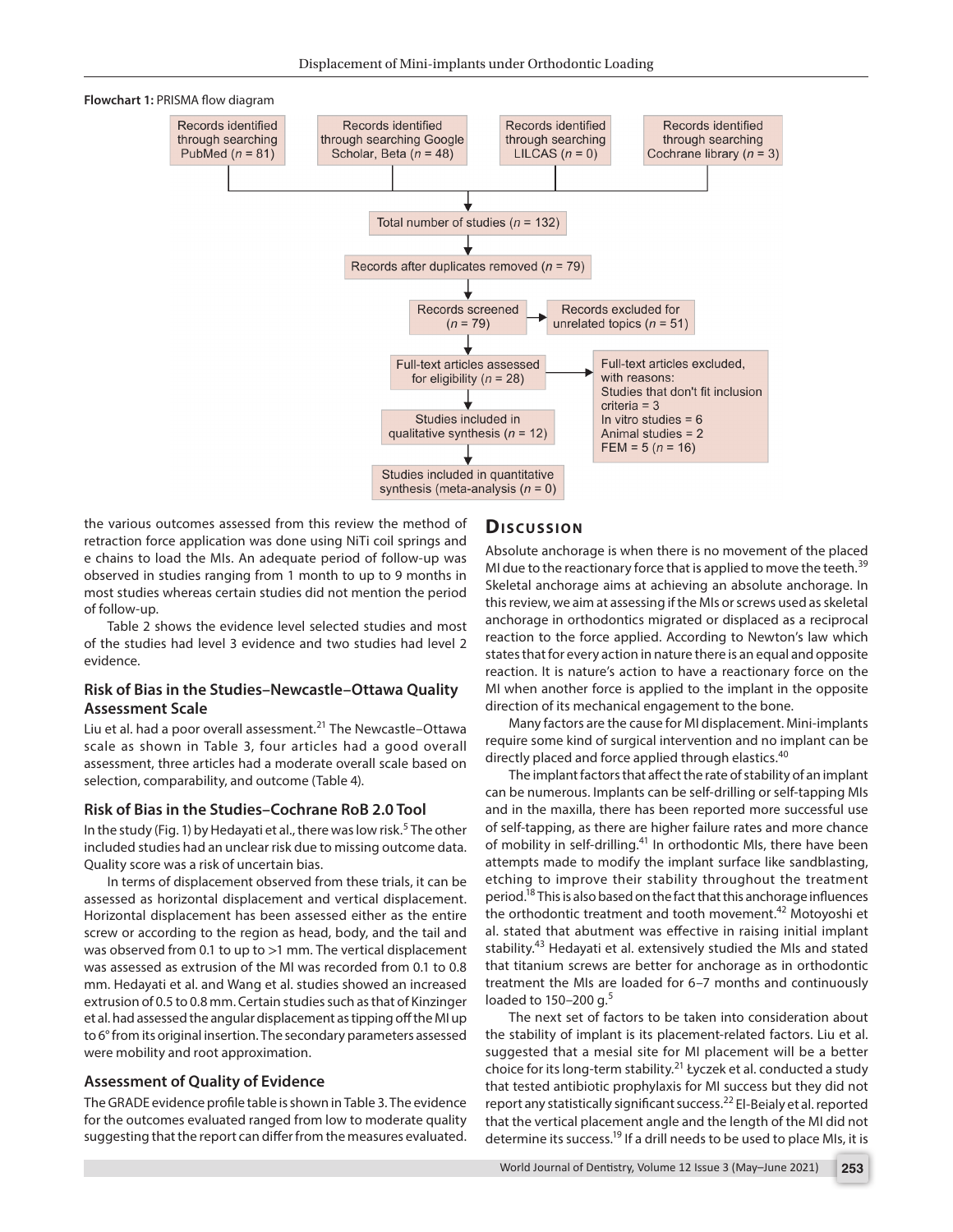**Flowchart 1:** PRISMA flow diagram

Records identified through searching PubMed ($n$ = 81)

Records identified through searching Google Scholar, Beta ($n$ = 48)

Records identified through searching LILCAS ($n$ = 0)

Records identified through searching Cochrane library ($n$ = 3)

Total number of studies ($n$ = 132)

Records after duplicates removed ($n$ = 79)

Records screened ($n$ = 79)

Records excluded for unrelated topics ($n$ = 51)

Full-text articles assessed for eligibility ($n$ = 28)

Full-text articles excluded, with reasons:
Studies that don't fit inclusion criteria = 3
In vitro studies = 6
Animal studies = 2
FEM = 5 ($n$ = 16)

Studies included in qualitative synthesis ($n$ = 12)

Studies included in quantitative synthesis (meta-analysis ($n$ = 0)

the various outcomes assessed from this review the method of retraction force application was done using NiTi coil springs and e chains to load the MIs. An adequate period of follow-up was observed in studies ranging from 1 month to up to 9 months in most studies whereas certain studies did not mention the period of follow-up.

Table 2 shows the evidence level selected studies and most of the studies had level 3 evidence and two studies had level 2 evidence.

### Risk of Bias in the Studies–Newcastle–Ottawa Quality Assessment Scale

Liu et al. had a poor overall assessment.[21] The Newcastle–Ottawa scale as shown in Table 3, four articles had a good overall assessment, three articles had a moderate overall scale based on selection, comparability, and outcome (Table 4).

### Risk of Bias in the Studies–Cochrane RoB 2.0 Tool

In the study (Fig. 1) by Hedayati et al., there was low risk.[5] The other included studies had an unclear risk due to missing outcome data. Quality score was a risk of uncertain bias.

In terms of displacement observed from these trials, it can be assessed as horizontal displacement and vertical displacement. Horizontal displacement has been assessed either as the entire screw or according to the region as head, body, and the tail and was observed from 0.1 to up to >1 mm. The vertical displacement was assessed as extrusion of the MI was recorded from 0.1 to 0.8 mm. Hedayati et al. and Wang et al. studies showed an increased extrusion of 0.5 to 0.8 mm. Certain studies such as that of Kinzinger et al. had assessed the angular displacement as tipping off the MI up to 6° from its original insertion. The secondary parameters assessed were mobility and root approximation.

### Assessment of Quality of Evidence

The GRADE evidence profile table is shown in Table 3. The evidence for the outcomes evaluated ranged from low to moderate quality suggesting that the report can differ from the measures evaluated.

## Discussion

Absolute anchorage is when there is no movement of the placed MI due to the reactionary force that is applied to move the teeth.[39] Skeletal anchorage aims at achieving an absolute anchorage. In this review, we aim at assessing if the MIs or screws used as skeletal anchorage in orthodontics migrated or displaced as a reciprocal reaction to the force applied. According to Newton's law which states that for every action in nature there is an equal and opposite reaction. It is nature's action to have a reactionary force on the MI when another force is applied to the implant in the opposite direction of its mechanical engagement to the bone.

Many factors are the cause for MI displacement. Mini-implants require some kind of surgical intervention and no implant can be directly placed and force applied through elastics.[40]

The implant factors that affect the rate of stability of an implant can be numerous. Implants can be self-drilling or self-tapping MIs and in the maxilla, there has been reported more successful use of self-tapping, as there are higher failure rates and more chance of mobility in self-drilling.[41] In orthodontic MIs, there have been attempts made to modify the implant surface like sandblasting, etching to improve their stability throughout the treatment period.[18] This is also based on the fact that this anchorage influences the orthodontic treatment and tooth movement.[42] Motoyoshi et al. stated that abutment was effective in raising initial implant stability.[43] Hedayati et al. extensively studied the MIs and stated that titanium screws are better for anchorage as in orthodontic treatment the MIs are loaded for 6–7 months and continuously loaded to 150–200 g.[5]

The next set of factors to be taken into consideration about the stability of implant is its placement-related factors. Liu et al. suggested that a mesial site for MI placement will be a better choice for its long-term stability.[21] Łyczek et al. conducted a study that tested antibiotic prophylaxis for MI success but they did not report any statistically significant success.[22] El-Beialy et al. reported that the vertical placement angle and the length of the MI did not determine its success.[19] If a drill needs to be used to place MIs, it is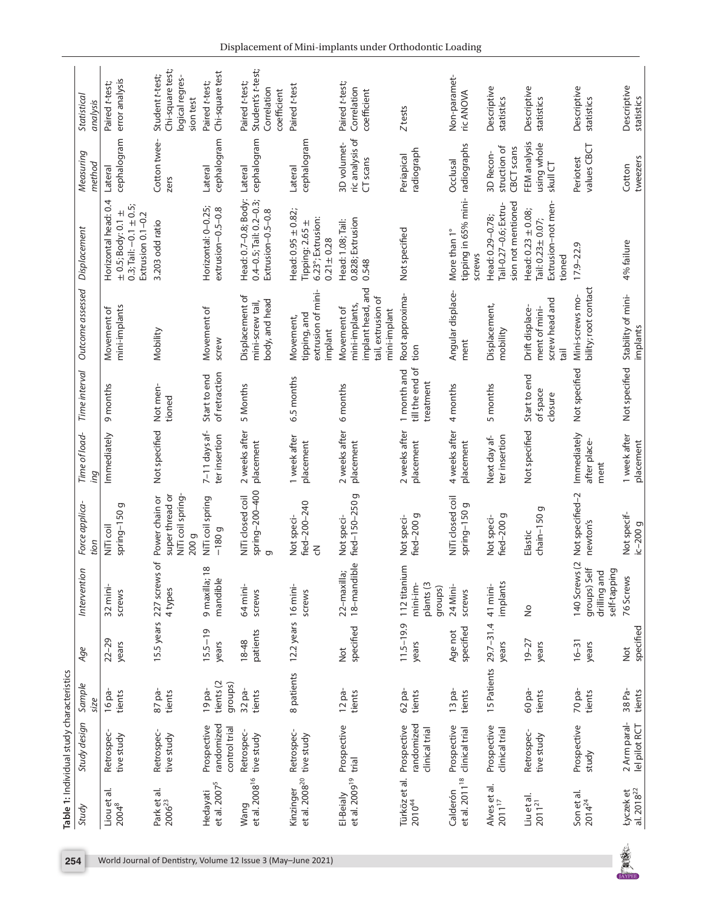**Table 1:** Individual study characteristics

| Study | Study design | Sample size | Age | Intervention | Force application | Time of loading | Time interval | Outcome assessed | Displacement | Measuring method | Statistical analysis |
|---|---|---|---|---|---|---|---|---|---|---|---|
| Liou et al. 2004[8] | Retrospective study | 16 patients | 22–29 years | 32 mini-screws | NiTi coil spring–150 g | Immediately | 9 months | Movement of mini-implants | Horizontal head: 0.4 ± 0.5; Body: 0.1 ± 0.3; Tail: –0.1 ± 0.5; Extrusion 0.1–0.2 | Lateral cephalogram | Paired t-test; error analysis |
| Park et al. 2006[23] | Retrospective study | 87 patients | 15.5 years | 227 screws of 4 types | Power chain or super thread or NiTi coil spring-200 g | Not specified | Not mentioned | Mobility | 3.203 odd ratio | Cotton tweezers | Student t-test; Chi-square test; logical regression test |
| Hedayati et al. 2007[5] | Prospective randomized control trial | 19 patients (2 groups) | 15.5 – 19 years | 9 maxilla; 18 mandible | NiTi coil spring –180 g | 7–11 days after insertion | Start to end of retraction | Movement of screw | Horizontal: 0–0.25; extrusion–0.5–0.8 | Lateral cephalogram | Paired t-test; Chi-square test |
| Wang et al. 2008[16] | Retrospective study | 32 patients | 18-48 patients | 64 mini-screws | NiTi closed coil spring–200–400 g | 2 weeks after placement | 5 Months | Displacement of mini-screw tail, body, and head | Head: 0.7–0.8; Body: 0.4–0.5; Tail: 0.2–0.3; Extrusion–0.5–0.8 | Lateral cephalogram | Paired t-test; Student's t-test; Correlation coefficient |
| Kinzinger et al. 2008[20] | Retrospective study | 8 patients | 12.2 years | 16 mini-screws | Not specified–200–240 cN | 1 week after placement | 6.5 months | Movement, tipping, and extrusion of mini-implant | Head: 0.95 ± 0.82; Tipping: 2.65 ± 6.23°; Extrusion: 0.21 ± 0.28 | Lateral cephalogram | Paired t-test |
| El-Beialy et al. 2009[19] | Prospective trial | 12 patients | Not specified | 22–maxilla; 18–mandible | Not specified–150–250 g | 2 weeks after placement | 6 months | Movement of mini-implants, implant head, and tail, extrusion of mini-implant | Head: 1.08; Tail: 0.828; Extrusion 0.548 | 3D volumetric analysis of CT scans | Paired t-test; Correlation coefficient |
| Türköz et al. 2010[44] | Prospective randomized clinical trial | 62 patients | 11.5–19.9 years | 112 titanium mini-implants (3 groups) | Not specified–200 g | 2 weeks after placement | 1 month and till the end of treatment | Root approximation | Not specified | Periapical radiograph | Z tests |
| Calderón et al. 2011[18] | Prospective clinical trial | 13 patients | Age not specified | 24 Mini-screws | NiTi closed coil spring–150 g | 4 weeks after placement | 4 months | Angular displacement | More than 1° tipping in 65% mini-screws | Occlusal radiographs | Non-parametric ANOVA |
| Alves et al. 2011[17] | Prospective clinical trial | 15 Patients | 29.7–31.4 years | 41 mini-implants | Not specified–200 g | Next day after insertion | 5 months | Displacement, mobility | Head: 0.29–0.78; Tail-0.27–0.6; Extrusion not mentioned | 3D Reconstruction of CBCT scans | Descriptive statistics |
| Liu et al. 2011[21] | Retrospective study | 60 patients | 19–27 years | No | Elastic chain–150 g | Not specified | Start to end of space closure | Drift displacement of mini-screw head and tail | Head: 0.23 ± 0.08; Tail: 0.23± 0.07; Extrusion-not mentioned | FEM analysis using whole skull CT | Descriptive statistics |
| Son et al. 2014[24] | Prospective study | 70 patients | 16–31 years | 140 Screws (2 groups) Self drilling and self-tapping | Not specified–2 newton's | Immediately after placement | Not specified | Mini-screws mobility; root contact | 17.9–22.9 | Periotest values CBCT | Descriptive statistics |
| Łyczek et al. 2018[22] | 2 Arm parallel pilot RCT | 38 Patients | Not specified | 76 Screws | Not specific–200 g | 1 week after placement | Not specified | Stability of mini-implants | 4% failure | Cotton tweezers | Descriptive statistics |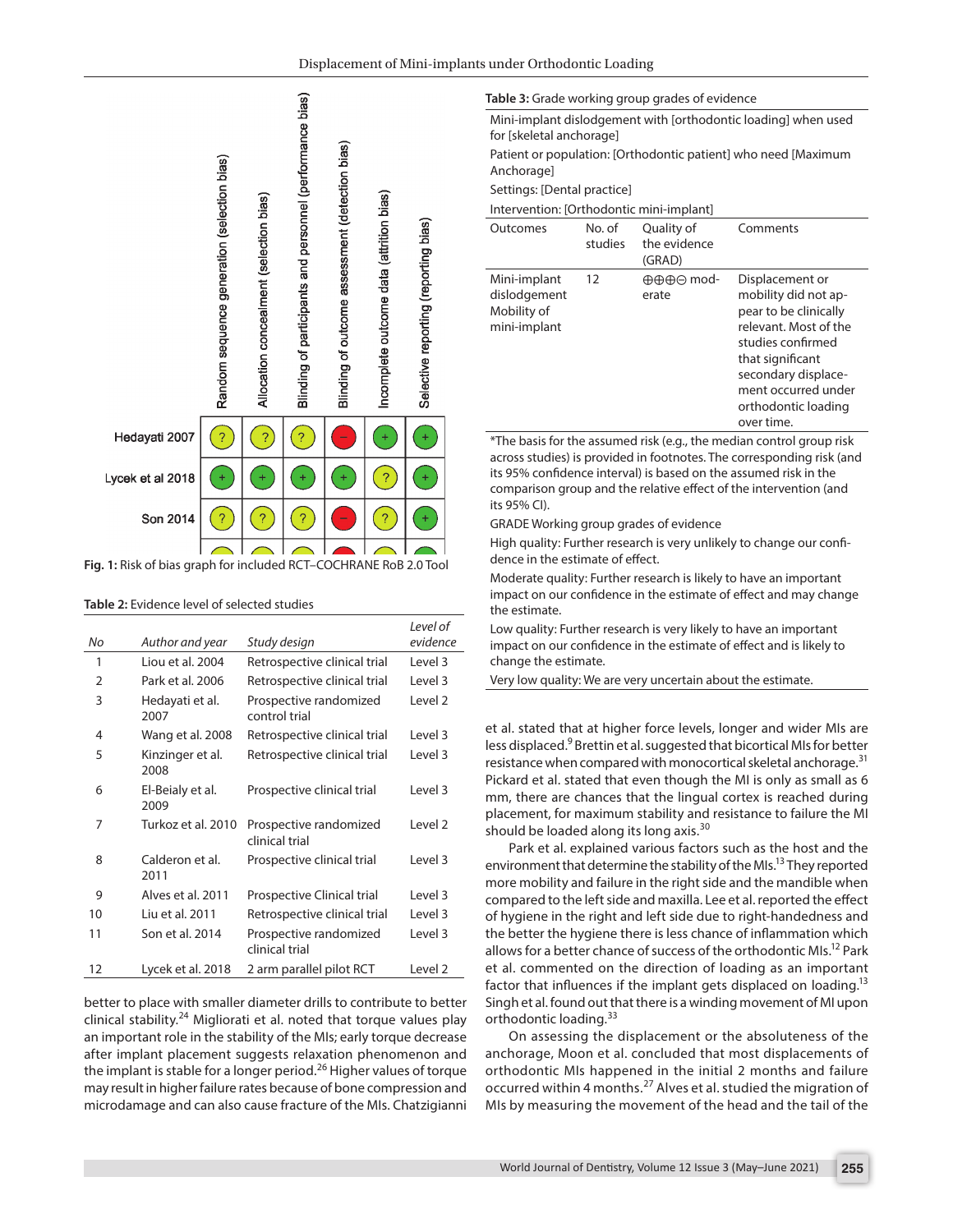| | Random sequence generation (selection bias) | Allocation concealment (selection bias) | Binding of participants and personnel (performance bias) | Binding of outcome assessment (detection bias) | Incomplete outcome data (attrition bias) | Selective reporting (reporting bias) |
|---|---|---|---|---|---|---|
| Hedayati 2007 | ? | ? | ? | − | + | + |
| Lycek et al 2018 | + | + | + | + | ? | + |
| Son 2014 | ? | ? | ? | − | ? | + |

**Fig. 1:** Risk of bias graph for included RCT–COCHRANE RoB 2.0 Tool

**Table 2:** Evidence level of selected studies

| *No* | *Author and year* | *Study design* | *Level of evidence* |
|---|---|---|---|
| 1 | Liou et al. 2004 | Retrospective clinical trial | Level 3 |
| 2 | Park et al. 2006 | Retrospective clinical trial | Level 3 |
| 3 | Hedayati et al. 2007 | Prospective randomized control trial | Level 2 |
| 4 | Wang et al. 2008 | Retrospective clinical trial | Level 3 |
| 5 | Kinzinger et al. 2008 | Retrospective clinical trial | Level 3 |
| 6 | El-Beialy et al. 2009 | Prospective clinical trial | Level 3 |
| 7 | Turkoz et al. 2010 | Prospective randomized clinical trial | Level 2 |
| 8 | Calderon et al. 2011 | Prospective clinical trial | Level 3 |
| 9 | Alves et al. 2011 | Prospective Clinical trial | Level 3 |
| 10 | Liu et al. 2011 | Retrospective clinical trial | Level 3 |
| 11 | Son et al. 2014 | Prospective randomized clinical trial | Level 3 |
| 12 | Lycek et al. 2018 | 2 arm parallel pilot RCT | Level 2 |

**Table 3:** Grade working group grades of evidence

Mini-implant dislodgement with [orthodontic loading] when used for [skeletal anchorage]

Patient or population: [Orthodontic patient] who need [Maximum Anchorage]

Settings: [Dental practice]

Intervention: [Orthodontic mini-implant]

| Outcomes | No. of studies | Quality of the evidence (GRAD) | Comments |
|---|---|---|---|
| Mini-implant dislodgement Mobility of mini-implant | 12 | ⊕⊕⊕⊖ moderate | Displacement or mobility did not appear to be clinically relevant. Most of the studies confirmed that significant secondary displacement occurred under orthodontic loading over time. |

*The basis for the assumed risk (e.g., the median control group risk across studies) is provided in footnotes. The corresponding risk (and its 95% confidence interval) is based on the assumed risk in the comparison group and the relative effect of the intervention (and its 95% CI).

GRADE Working group grades of evidence

High quality: Further research is very unlikely to change our confidence in the estimate of effect.

Moderate quality: Further research is likely to have an important impact on our confidence in the estimate of effect and may change the estimate.

Low quality: Further research is very likely to have an important impact on our confidence in the estimate of effect and is likely to change the estimate.

Very low quality: We are very uncertain about the estimate.

better to place with smaller diameter drills to contribute to better clinical stability.[24] Migliorati et al. noted that torque values play an important role in the stability of the MIs; early torque decrease after implant placement suggests relaxation phenomenon and the implant is stable for a longer period.[26] Higher values of torque may result in higher failure rates because of bone compression and microdamage and can also cause fracture of the MIs. Chatzigianni et al. stated that at higher force levels, longer and wider MIs are less displaced.[9] Brettin et al. suggested that bicortical MIs for better resistance when compared with monocortical skeletal anchorage.[31] Pickard et al. stated that even though the MI is only as small as 6 mm, there are chances that the lingual cortex is reached during placement, for maximum stability and resistance to failure the MI should be loaded along its long axis.[30]

Park et al. explained various factors such as the host and the environment that determine the stability of the MIs.[13] They reported more mobility and failure in the right side and the mandible when compared to the left side and maxilla. Lee et al. reported the effect of hygiene in the right and left side due to right-handedness and the better the hygiene there is less chance of inflammation which allows for a better chance of success of the orthodontic MIs.[12] Park et al. commented on the direction of loading as an important factor that influences if the implant gets displaced on loading.[13] Singh et al. found out that there is a winding movement of MI upon orthodontic loading.[33]

On assessing the displacement or the absoluteness of the anchorage, Moon et al. concluded that most displacements of orthodontic MIs happened in the initial 2 months and failure occurred within 4 months.[27] Alves et al. studied the migration of MIs by measuring the movement of the head and the tail of the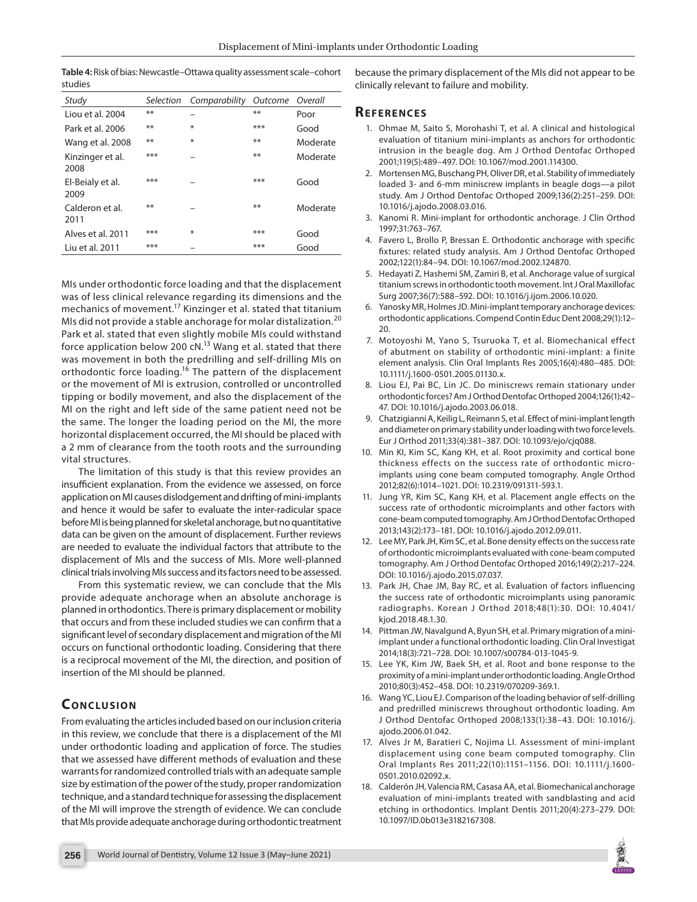**Table 4:** Risk of bias: Newcastle–Ottawa quality assessment scale–cohort studies

| Study | Selection | Comparability | Outcome | Overall |
|---|---|---|---|---|
| Liou et al. 2004 | ** | – | ** | Poor |
| Park et al. 2006 | ** | * | *** | Good |
| Wang et al. 2008 | ** | * | ** | Moderate |
| Kinzinger et al. 2008 | *** | – | ** | Moderate |
| El-Beialy et al. 2009 | *** | – | *** | Good |
| Calderon et al. 2011 | ** | – | ** | Moderate |
| Alves et al. 2011 | *** | * | *** | Good |
| Liu et al. 2011 | *** | – | *** | Good |

MIs under orthodontic force loading and that the displacement was of less clinical relevance regarding its dimensions and the mechanics of movement.[17] Kinzinger et al. stated that titanium MIs did not provide a stable anchorage for molar distalization.[20] Park et al. stated that even slightly mobile MIs could withstand force application below 200 cN.[13] Wang et al. stated that there was movement in both the predrilling and self-drilling MIs on orthodontic force loading.[16] The pattern of the displacement or the movement of MI is extrusion, controlled or uncontrolled tipping or bodily movement, and also the displacement of the MI on the right and left side of the same patient need not be the same. The longer the loading period on the MI, the more horizontal displacement occurred, the MI should be placed with a 2 mm of clearance from the tooth roots and the surrounding vital structures.

The limitation of this study is that this review provides an insufficient explanation. From the evidence we assessed, on force application on MI causes dislodgement and drifting of mini-implants and hence it would be safer to evaluate the inter-radicular space before MI is being planned for skeletal anchorage, but no quantitative data can be given on the amount of displacement. Further reviews are needed to evaluate the individual factors that attribute to the displacement of MIs and the success of MIs. More well-planned clinical trials involving MIs success and its factors need to be assessed.

From this systematic review, we can conclude that the MIs provide adequate anchorage when an absolute anchorage is planned in orthodontics. There is primary displacement or mobility that occurs and from these included studies we can confirm that a significant level of secondary displacement and migration of the MI occurs on functional orthodontic loading. Considering that there is a reciprocal movement of the MI, the direction, and position of insertion of the MI should be planned.

## Conclusion

From evaluating the articles included based on our inclusion criteria in this review, we conclude that there is a displacement of the MI under orthodontic loading and application of force. The studies that we assessed have different methods of evaluation and these warrants for randomized controlled trials with an adequate sample size by estimation of the power of the study, proper randomization technique, and a standard technique for assessing the displacement of the MI will improve the strength of evidence. We can conclude that MIs provide adequate anchorage during orthodontic treatment because the primary displacement of the MIs did not appear to be clinically relevant to failure and mobility.

## References

1. Ohmae M, Saito S, Morohashi T, et al. A clinical and histological evaluation of titanium mini-implants as anchors for orthodontic intrusion in the beagle dog. Am J Orthod Dentofac Orthoped 2001;119(5):489–497. DOI: 10.1067/mod.2001.114300.
2. Mortensen MG, Buschang PH, Oliver DR, et al. Stability of immediately loaded 3- and 6-mm miniscrew implants in beagle dogs—a pilot study. Am J Orthod Dentofac Orthoped 2009;136(2):251–259. DOI: 10.1016/j.ajodo.2008.03.016.
3. Kanomi R. Mini-implant for orthodontic anchorage. J Clin Orthod 1997;31:763–767.
4. Favero L, Brollo P, Bressan E. Orthodontic anchorage with specific fixtures: related study analysis. Am J Orthod Dentofac Orthoped 2002;122(1):84–94. DOI: 10.1067/mod.2002.124870.
5. Hedayati Z, Hashemi SM, Zamiri B, et al. Anchorage value of surgical titanium screws in orthodontic tooth movement. Int J Oral Maxillofac Surg 2007;36(7):588–592. DOI: 10.1016/j.ijom.2006.10.020.
6. Yanosky MR, Holmes JD. Mini-implant temporary anchorage devices: orthodontic applications. Compend Contin Educ Dent 2008;29(1):12–20.
7. Motoyoshi M, Yano S, Tsuruoka T, et al. Biomechanical effect of abutment on stability of orthodontic mini-implant: a finite element analysis. Clin Oral Implants Res 2005;16(4):480–485. DOI: 10.1111/j.1600-0501.2005.01130.x.
8. Liou EJ, Pai BC, Lin JC. Do miniscrews remain stationary under orthodontic forces? Am J Orthod Dentofac Orthoped 2004;126(1):42–47. DOI: 10.1016/j.ajodo.2003.06.018.
9. Chatzigianni A, Keilig L, Reimann S, et al. Effect of mini-implant length and diameter on primary stability under loading with two force levels. Eur J Orthod 2011;33(4):381–387. DOI: 10.1093/ejo/cjq088.
10. Min KI, Kim SC, Kang KH, et al. Root proximity and cortical bone thickness effects on the success rate of orthodontic micro-implants using cone beam computed tomography. Angle Orthod 2012;82(6):1014–1021. DOI: 10.2319/091311-593.1.
11. Jung YR, Kim SC, Kang KH, et al. Placement angle effects on the success rate of orthodontic microimplants and other factors with cone-beam computed tomography. Am J Orthod Dentofac Orthoped 2013;143(2):173–181. DOI: 10.1016/j.ajodo.2012.09.011.
12. Lee MY, Park JH, Kim SC, et al. Bone density effects on the success rate of orthodontic microimplants evaluated with cone-beam computed tomography. Am J Orthod Dentofac Orthoped 2016;149(2):217–224. DOI: 10.1016/j.ajodo.2015.07.037.
13. Park JH, Chae JM, Bay RC, et al. Evaluation of factors influencing the success rate of orthodontic microimplants using panoramic radiographs. Korean J Orthod 2018;48(1):30. DOI: 10.4041/kjod.2018.48.1.30.
14. Pittman JW, Navalgund A, Byun SH, et al. Primary migration of a mini-implant under a functional orthodontic loading. Clin Oral Investigat 2014;18(3):721–728. DOI: 10.1007/s00784-013-1045-9.
15. Lee YK, Kim JW, Baek SH, et al. Root and bone response to the proximity of a mini-implant under orthodontic loading. Angle Orthod 2010;80(3):452–458. DOI: 10.2319/070209-369.1.
16. Wang YC, Liou EJ. Comparison of the loading behavior of self-drilling and predrilled miniscrews throughout orthodontic loading. Am J Orthod Dentofac Orthoped 2008;133(1):38–43. DOI: 10.1016/j.ajodo.2006.01.042.
17. Alves Jr M, Baratieri C, Nojima LI. Assessment of mini-implant displacement using cone beam computed tomography. Clin Oral Implants Res 2011;22(10):1151–1156. DOI: 10.1111/j.1600-0501.2010.02092.x.
18. Calderón JH, Valencia RM, Casasa AA, et al. Biomechanical anchorage evaluation of mini-implants treated with sandblasting and acid etching in orthodontics. Implant Dentis 2011;20(4):273–279. DOI: 10.1097/ID.0b013e3182167308.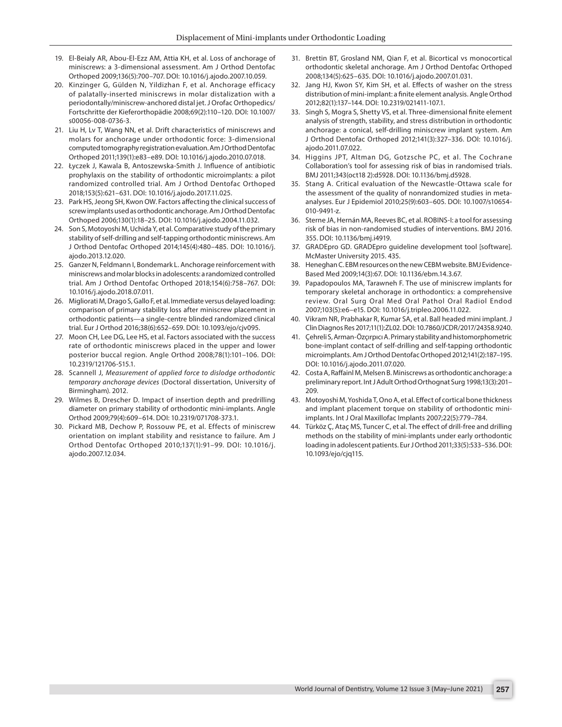19. El-Beialy AR, Abou-El-Ezz AM, Attia KH, et al. Loss of anchorage of miniscrews: a 3-dimensional assessment. Am J Orthod Dentofac Orthoped 2009;136(5):700–707. DOI: 10.1016/j.ajodo.2007.10.059.
20. Kinzinger G, Gülden N, Yildizhan F, et al. Anchorage efficacy of palatally-inserted miniscrews in molar distalization with a periodontally/miniscrew-anchored distal jet. J Orofac Orthopedics/Fortschritte der Kieferorthopädie 2008;69(2):110–120. DOI: 10.1007/s00056-008-0736-3.
21. Liu H, Lv T, Wang NN, et al. Drift characteristics of miniscrews and molars for anchorage under orthodontic force: 3-dimensional computed tomography registration evaluation. Am J Orthod Dentofac Orthoped 2011;139(1):e83–e89. DOI: 10.1016/j.ajodo.2010.07.018.
22. Łyczek J, Kawala B, Antoszewska-Smith J. Influence of antibiotic prophylaxis on the stability of orthodontic microimplants: a pilot randomized controlled trial. Am J Orthod Dentofac Orthoped 2018;153(5):621–631. DOI: 10.1016/j.ajodo.2017.11.025.
23. Park HS, Jeong SH, Kwon OW. Factors affecting the clinical success of screw implants used as orthodontic anchorage. Am J Orthod Dentofac Orthoped 2006;130(1):18–25. DOI: 10.1016/j.ajodo.2004.11.032.
24. Son S, Motoyoshi M, Uchida Y, et al. Comparative study of the primary stability of self-drilling and self-tapping orthodontic miniscrews. Am J Orthod Dentofac Orthoped 2014;145(4):480–485. DOI: 10.1016/j.ajodo.2013.12.020.
25. Ganzer N, Feldmann I, Bondemark L. Anchorage reinforcement with miniscrews and molar blocks in adolescents: a randomized controlled trial. Am J Orthod Dentofac Orthoped 2018;154(6):758–767. DOI: 10.1016/j.ajodo.2018.07.011.
26. Migliorati M, Drago S, Gallo F, et al. Immediate versus delayed loading: comparison of primary stability loss after miniscrew placement in orthodontic patients—a single-centre blinded randomized clinical trial. Eur J Orthod 2016;38(6):652–659. DOI: 10.1093/ejo/cjv095.
27. Moon CH, Lee DG, Lee HS, et al. Factors associated with the success rate of orthodontic miniscrews placed in the upper and lower posterior buccal region. Angle Orthod 2008;78(1):101–106. DOI: 10.2319/121706-515.1.
28. Scannell J, *Measurement of applied force to dislodge orthodontic temporary anchorage devices* (Doctoral dissertation, University of Birmingham). 2012.
29. Wilmes B, Drescher D. Impact of insertion depth and predrilling diameter on primary stability of orthodontic mini-implants. Angle Orthod 2009;79(4):609–614. DOI: 10.2319/071708-373.1.
30. Pickard MB, Dechow P, Rossouw PE, et al. Effects of miniscrew orientation on implant stability and resistance to failure. Am J Orthod Dentofac Orthoped 2010;137(1):91–99. DOI: 10.1016/j.ajodo.2007.12.034.
31. Brettin BT, Grosland NM, Qian F, et al. Bicortical vs monocortical orthodontic skeletal anchorage. Am J Orthod Dentofac Orthoped 2008;134(5):625–635. DOI: 10.1016/j.ajodo.2007.01.031.
32. Jang HJ, Kwon SY, Kim SH, et al. Effects of washer on the stress distribution of mini-implant: a finite element analysis. Angle Orthod 2012;82(1):137–144. DOI: 10.2319/021411-107.1.
33. Singh S, Mogra S, Shetty VS, et al. Three-dimensional finite element analysis of strength, stability, and stress distribution in orthodontic anchorage: a conical, self-drilling miniscrew implant system. Am J Orthod Dentofac Orthoped 2012;141(3):327–336. DOI: 10.1016/j.ajodo.2011.07.022.
34. Higgins JPT, Altman DG, Gotzsche PC, et al. The Cochrane Collaboration's tool for assessing risk of bias in randomised trials. BMJ 2011;343(oct18 2):d5928. DOI: 10.1136/bmj.d5928.
35. Stang A. Critical evaluation of the Newcastle-Ottawa scale for the assessment of the quality of nonrandomized studies in meta-analyses. Eur J Epidemiol 2010;25(9):603–605. DOI: 10.1007/s10654-010-9491-z.
36. Sterne JA, Hernán MA, Reeves BC, et al. ROBINS-I: a tool for assessing risk of bias in non-randomised studies of interventions. BMJ 2016. 355. DOI: 10.1136/bmj.i4919.
37. GRADEpro GD. GRADEpro guideline development tool [software]. McMaster University 2015. 435.
38. Heneghan C. EBM resources on the new CEBM website. BMJ Evidence-Based Med 2009;14(3):67. DOI: 10.1136/ebm.14.3.67.
39. Papadopoulos MA, Tarawneh F. The use of miniscrew implants for temporary skeletal anchorage in orthodontics: a comprehensive review. Oral Surg Oral Med Oral Pathol Oral Radiol Endod 2007;103(5):e6–e15. DOI: 10.1016/j.tripleo.2006.11.022.
40. Vikram NR, Prabhakar R, Kumar SA, et al. Ball headed mini implant. J Clin Diagnos Res 2017;11(1):ZL02. DOI: 10.7860/JCDR/2017/24358.9240.
41. Çehreli S, Arman-Özçırpıcı A. Primary stability and histomorphometric bone-implant contact of self-drilling and self-tapping orthodontic microimplants. Am J Orthod Dentofac Orthoped 2012;141(2):187–195. DOI: 10.1016/j.ajodo.2011.07.020.
42. Costa A, Raffainl M, Melsen B. Miniscrews as orthodontic anchorage: a preliminary report. Int J Adult Orthod Orthognat Surg 1998;13(3):201–209.
43. Motoyoshi M, Yoshida T, Ono A, et al. Effect of cortical bone thickness and implant placement torque on stability of orthodontic mini-implants. Int J Oral Maxillofac Implants 2007;22(5):779–784.
44. Türköz Ç, Ataç MS, Tuncer C, et al. The effect of drill-free and drilling methods on the stability of mini-implants under early orthodontic loading in adolescent patients. Eur J Orthod 2011;33(5):533–536. DOI: 10.1093/ejo/cjq115.